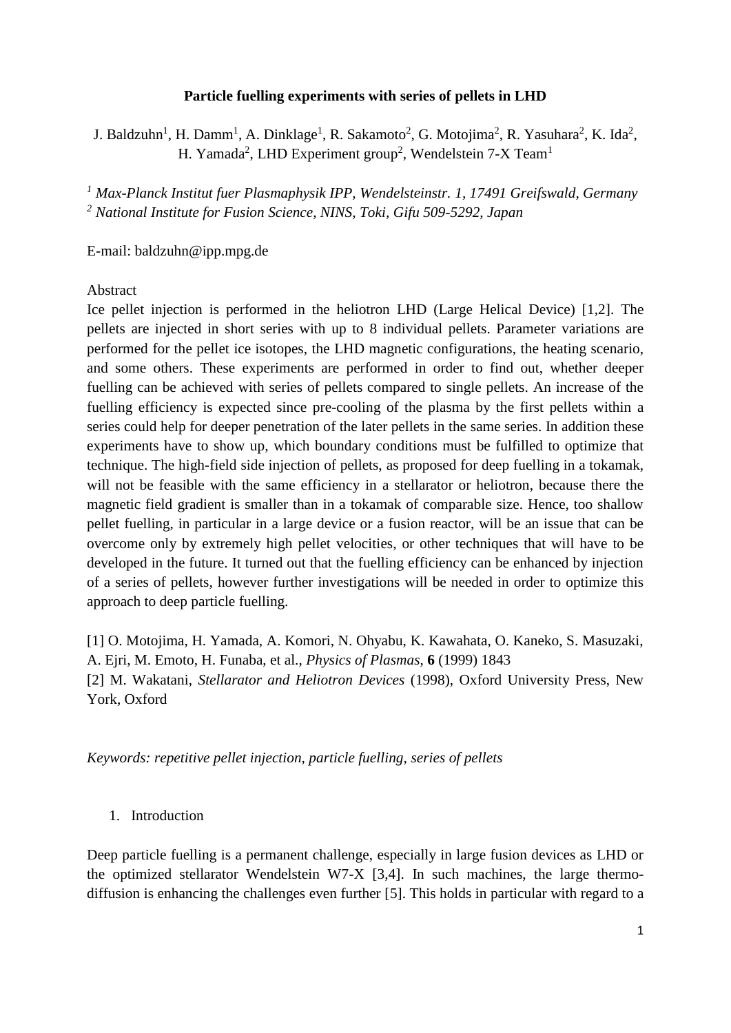# Particle fuelling experiments with series of pellets in LHD

J. Baldzuhn[1], H. Damm[1], A. Dinklage[1], R. Sakamoto[2], G. Motojima[2], R. Yasuhara[2], K. Ida[2], H. Yamada[2], LHD Experiment group[2], Wendelstein 7-X Team[1]

[1] *Max-Planck Institut fuer Plasmaphysik IPP, Wendelsteinstr. 1, 17491 Greifswald, Germany*
[2] *National Institute for Fusion Science, NINS, Toki, Gifu 509-5292, Japan*

E-mail: baldzuhn@ipp.mpg.de

Abstract

Ice pellet injection is performed in the heliotron LHD (Large Helical Device) [1,2]. The pellets are injected in short series with up to 8 individual pellets. Parameter variations are performed for the pellet ice isotopes, the LHD magnetic configurations, the heating scenario, and some others. These experiments are performed in order to find out, whether deeper fuelling can be achieved with series of pellets compared to single pellets. An increase of the fuelling efficiency is expected since pre-cooling of the plasma by the first pellets within a series could help for deeper penetration of the later pellets in the same series. In addition these experiments have to show up, which boundary conditions must be fulfilled to optimize that technique. The high-field side injection of pellets, as proposed for deep fuelling in a tokamak, will not be feasible with the same efficiency in a stellarator or heliotron, because there the magnetic field gradient is smaller than in a tokamak of comparable size. Hence, too shallow pellet fuelling, in particular in a large device or a fusion reactor, will be an issue that can be overcome only by extremely high pellet velocities, or other techniques that will have to be developed in the future. It turned out that the fuelling efficiency can be enhanced by injection of a series of pellets, however further investigations will be needed in order to optimize this approach to deep particle fuelling.

[1] O. Motojima, H. Yamada, A. Komori, N. Ohyabu, K. Kawahata, O. Kaneko, S. Masuzaki, A. Ejri, M. Emoto, H. Funaba, et al., *Physics of Plasmas*, **6** (1999) 1843
[2] M. Wakatani, *Stellarator and Heliotron Devices* (1998), Oxford University Press, New York, Oxford

*Keywords: repetitive pellet injection, particle fuelling, series of pellets*

## 1. Introduction

Deep particle fuelling is a permanent challenge, especially in large fusion devices as LHD or the optimized stellarator Wendelstein W7-X [3,4]. In such machines, the large thermo-diffusion is enhancing the challenges even further [5]. This holds in particular with regard to a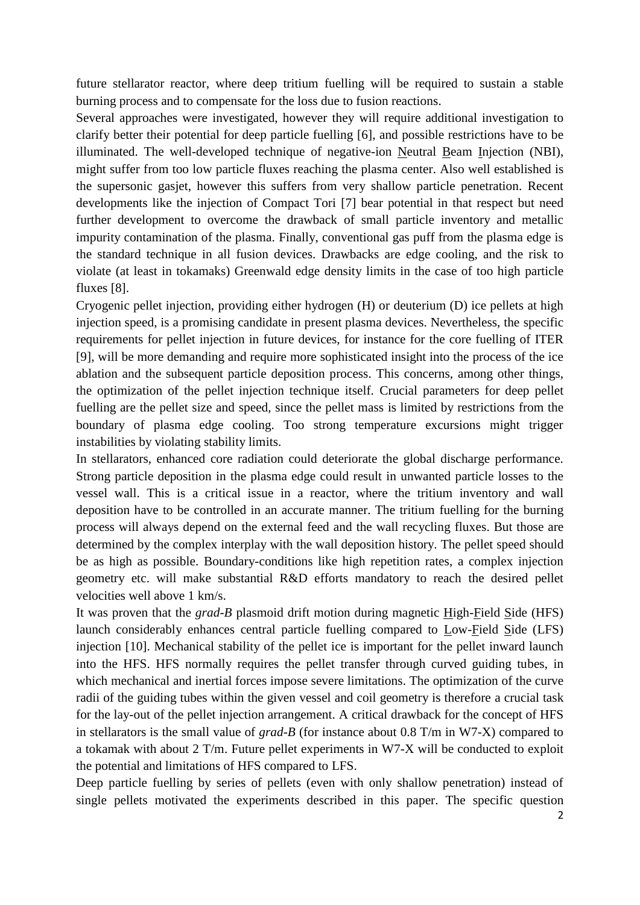future stellarator reactor, where deep tritium fuelling will be required to sustain a stable burning process and to compensate for the loss due to fusion reactions.

Several approaches were investigated, however they will require additional investigation to clarify better their potential for deep particle fuelling [6], and possible restrictions have to be illuminated. The well-developed technique of negative-ion Neutral Beam Injection (NBI), might suffer from too low particle fluxes reaching the plasma center. Also well established is the supersonic gasjet, however this suffers from very shallow particle penetration. Recent developments like the injection of Compact Tori [7] bear potential in that respect but need further development to overcome the drawback of small particle inventory and metallic impurity contamination of the plasma. Finally, conventional gas puff from the plasma edge is the standard technique in all fusion devices. Drawbacks are edge cooling, and the risk to violate (at least in tokamaks) Greenwald edge density limits in the case of too high particle fluxes [8].

Cryogenic pellet injection, providing either hydrogen (H) or deuterium (D) ice pellets at high injection speed, is a promising candidate in present plasma devices. Nevertheless, the specific requirements for pellet injection in future devices, for instance for the core fuelling of ITER [9], will be more demanding and require more sophisticated insight into the process of the ice ablation and the subsequent particle deposition process. This concerns, among other things, the optimization of the pellet injection technique itself. Crucial parameters for deep pellet fuelling are the pellet size and speed, since the pellet mass is limited by restrictions from the boundary of plasma edge cooling. Too strong temperature excursions might trigger instabilities by violating stability limits.

In stellarators, enhanced core radiation could deteriorate the global discharge performance. Strong particle deposition in the plasma edge could result in unwanted particle losses to the vessel wall. This is a critical issue in a reactor, where the tritium inventory and wall deposition have to be controlled in an accurate manner. The tritium fuelling for the burning process will always depend on the external feed and the wall recycling fluxes. But those are determined by the complex interplay with the wall deposition history. The pellet speed should be as high as possible. Boundary-conditions like high repetition rates, a complex injection geometry etc. will make substantial R&D efforts mandatory to reach the desired pellet velocities well above 1 km/s.

It was proven that the *grad-B* plasmoid drift motion during magnetic High-Field Side (HFS) launch considerably enhances central particle fuelling compared to Low-Field Side (LFS) injection [10]. Mechanical stability of the pellet ice is important for the pellet inward launch into the HFS. HFS normally requires the pellet transfer through curved guiding tubes, in which mechanical and inertial forces impose severe limitations. The optimization of the curve radii of the guiding tubes within the given vessel and coil geometry is therefore a crucial task for the lay-out of the pellet injection arrangement. A critical drawback for the concept of HFS in stellarators is the small value of *grad-B* (for instance about 0.8 T/m in W7-X) compared to a tokamak with about 2 T/m. Future pellet experiments in W7-X will be conducted to exploit the potential and limitations of HFS compared to LFS.

Deep particle fuelling by series of pellets (even with only shallow penetration) instead of single pellets motivated the experiments described in this paper. The specific question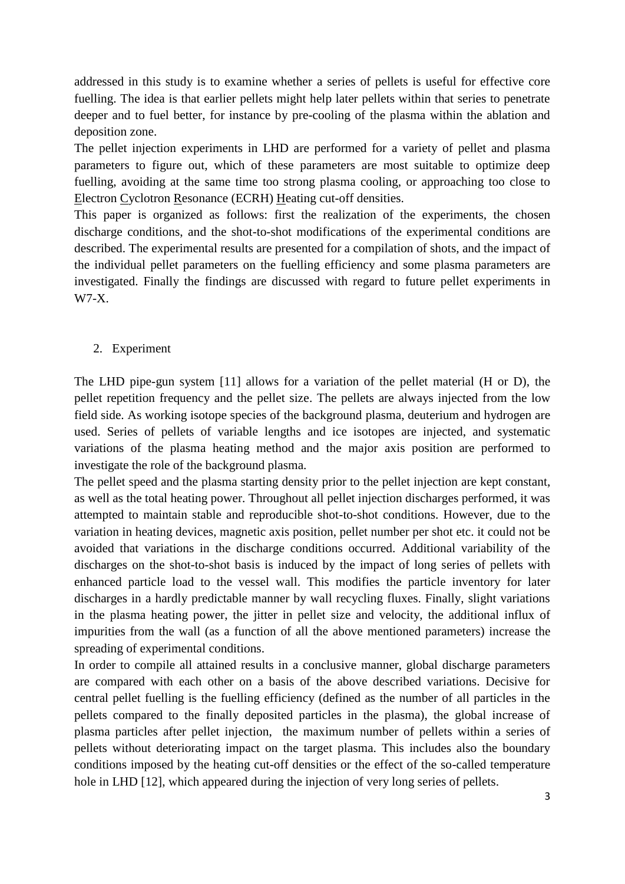addressed in this study is to examine whether a series of pellets is useful for effective core fuelling. The idea is that earlier pellets might help later pellets within that series to penetrate deeper and to fuel better, for instance by pre-cooling of the plasma within the ablation and deposition zone.

The pellet injection experiments in LHD are performed for a variety of pellet and plasma parameters to figure out, which of these parameters are most suitable to optimize deep fuelling, avoiding at the same time too strong plasma cooling, or approaching too close to Electron Cyclotron Resonance (ECRH) Heating cut-off densities.

This paper is organized as follows: first the realization of the experiments, the chosen discharge conditions, and the shot-to-shot modifications of the experimental conditions are described. The experimental results are presented for a compilation of shots, and the impact of the individual pellet parameters on the fuelling efficiency and some plasma parameters are investigated. Finally the findings are discussed with regard to future pellet experiments in W7-X.

## 2. Experiment

The LHD pipe-gun system [11] allows for a variation of the pellet material (H or D), the pellet repetition frequency and the pellet size. The pellets are always injected from the low field side. As working isotope species of the background plasma, deuterium and hydrogen are used. Series of pellets of variable lengths and ice isotopes are injected, and systematic variations of the plasma heating method and the major axis position are performed to investigate the role of the background plasma.

The pellet speed and the plasma starting density prior to the pellet injection are kept constant, as well as the total heating power. Throughout all pellet injection discharges performed, it was attempted to maintain stable and reproducible shot-to-shot conditions. However, due to the variation in heating devices, magnetic axis position, pellet number per shot etc. it could not be avoided that variations in the discharge conditions occurred. Additional variability of the discharges on the shot-to-shot basis is induced by the impact of long series of pellets with enhanced particle load to the vessel wall. This modifies the particle inventory for later discharges in a hardly predictable manner by wall recycling fluxes. Finally, slight variations in the plasma heating power, the jitter in pellet size and velocity, the additional influx of impurities from the wall (as a function of all the above mentioned parameters) increase the spreading of experimental conditions.

In order to compile all attained results in a conclusive manner, global discharge parameters are compared with each other on a basis of the above described variations. Decisive for central pellet fuelling is the fuelling efficiency (defined as the number of all particles in the pellets compared to the finally deposited particles in the plasma), the global increase of plasma particles after pellet injection, the maximum number of pellets within a series of pellets without deteriorating impact on the target plasma. This includes also the boundary conditions imposed by the heating cut-off densities or the effect of the so-called temperature hole in LHD [12], which appeared during the injection of very long series of pellets.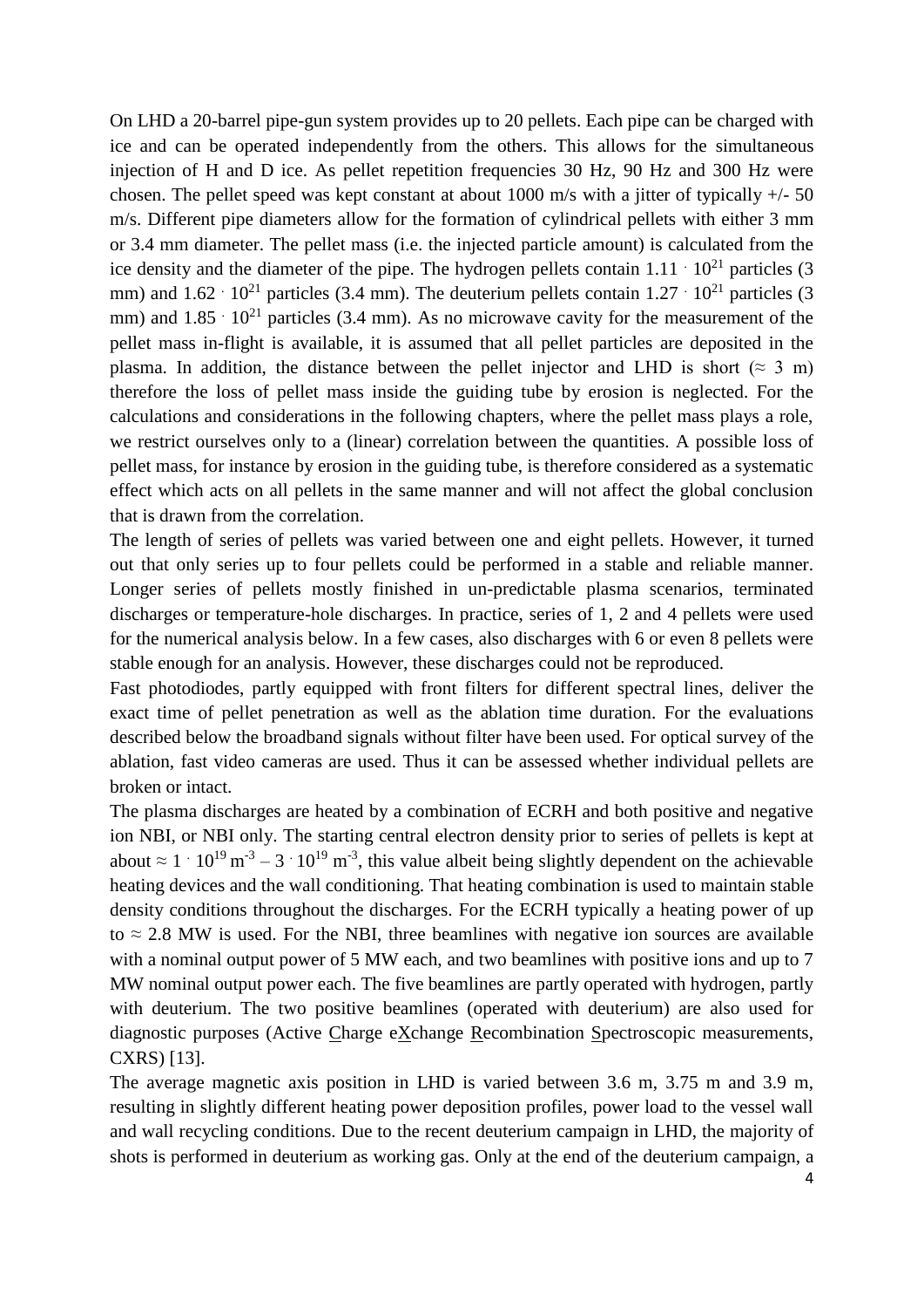On LHD a 20-barrel pipe-gun system provides up to 20 pellets. Each pipe can be charged with ice and can be operated independently from the others. This allows for the simultaneous injection of H and D ice. As pellet repetition frequencies 30 Hz, 90 Hz and 300 Hz were chosen. The pellet speed was kept constant at about 1000 m/s with a jitter of typically +/- 50 m/s. Different pipe diameters allow for the formation of cylindrical pellets with either 3 mm or 3.4 mm diameter. The pellet mass (i.e. the injected particle amount) is calculated from the ice density and the diameter of the pipe. The hydrogen pellets contain $1.11 \cdot 10^{21}$ particles (3 mm) and $1.62 \cdot 10^{21}$ particles (3.4 mm). The deuterium pellets contain $1.27 \cdot 10^{21}$ particles (3 mm) and $1.85 \cdot 10^{21}$ particles (3.4 mm). As no microwave cavity for the measurement of the pellet mass in-flight is available, it is assumed that all pellet particles are deposited in the plasma. In addition, the distance between the pellet injector and LHD is short ($\approx$ 3 m) therefore the loss of pellet mass inside the guiding tube by erosion is neglected. For the calculations and considerations in the following chapters, where the pellet mass plays a role, we restrict ourselves only to a (linear) correlation between the quantities. A possible loss of pellet mass, for instance by erosion in the guiding tube, is therefore considered as a systematic effect which acts on all pellets in the same manner and will not affect the global conclusion that is drawn from the correlation.

The length of series of pellets was varied between one and eight pellets. However, it turned out that only series up to four pellets could be performed in a stable and reliable manner. Longer series of pellets mostly finished in un-predictable plasma scenarios, terminated discharges or temperature-hole discharges. In practice, series of 1, 2 and 4 pellets were used for the numerical analysis below. In a few cases, also discharges with 6 or even 8 pellets were stable enough for an analysis. However, these discharges could not be reproduced.

Fast photodiodes, partly equipped with front filters for different spectral lines, deliver the exact time of pellet penetration as well as the ablation time duration. For the evaluations described below the broadband signals without filter have been used. For optical survey of the ablation, fast video cameras are used. Thus it can be assessed whether individual pellets are broken or intact.

The plasma discharges are heated by a combination of ECRH and both positive and negative ion NBI, or NBI only. The starting central electron density prior to series of pellets is kept at about $\approx 1 \cdot 10^{19}$ m$^{-3}$ – $3 \cdot 10^{19}$ m$^{-3}$, this value albeit being slightly dependent on the achievable heating devices and the wall conditioning. That heating combination is used to maintain stable density conditions throughout the discharges. For the ECRH typically a heating power of up to $\approx$ 2.8 MW is used. For the NBI, three beamlines with negative ion sources are available with a nominal output power of 5 MW each, and two beamlines with positive ions and up to 7 MW nominal output power each. The five beamlines are partly operated with hydrogen, partly with deuterium. The two positive beamlines (operated with deuterium) are also used for diagnostic purposes (Active Charge eXchange Recombination Spectroscopic measurements, CXRS) [13].

The average magnetic axis position in LHD is varied between 3.6 m, 3.75 m and 3.9 m, resulting in slightly different heating power deposition profiles, power load to the vessel wall and wall recycling conditions. Due to the recent deuterium campaign in LHD, the majority of shots is performed in deuterium as working gas. Only at the end of the deuterium campaign, a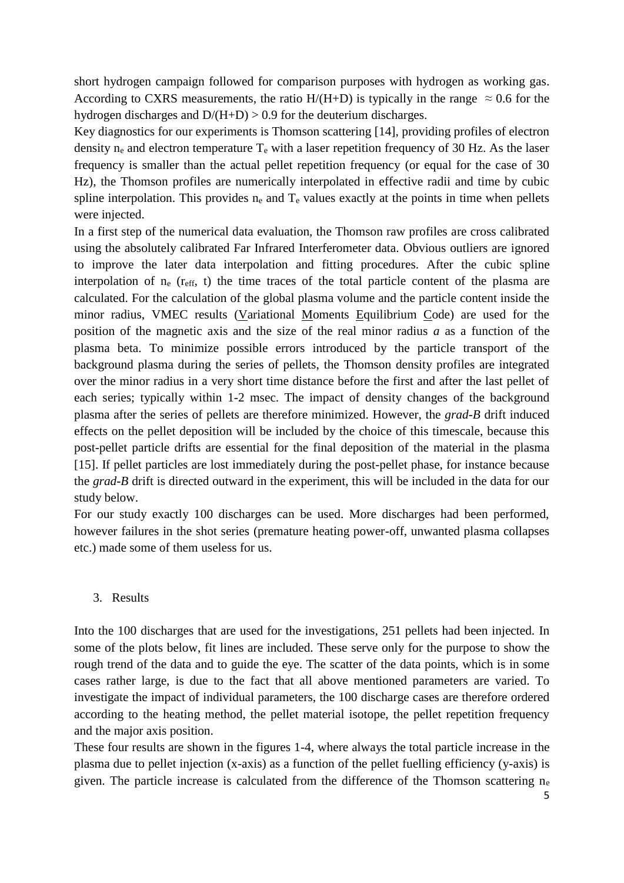short hydrogen campaign followed for comparison purposes with hydrogen as working gas. According to CXRS measurements, the ratio H/(H+D) is typically in the range $\approx 0.6$ for the hydrogen discharges and D/(H+D) > 0.9 for the deuterium discharges.

Key diagnostics for our experiments is Thomson scattering [14], providing profiles of electron density $n_e$ and electron temperature $T_e$ with a laser repetition frequency of 30 Hz. As the laser frequency is smaller than the actual pellet repetition frequency (or equal for the case of 30 Hz), the Thomson profiles are numerically interpolated in effective radii and time by cubic spline interpolation. This provides $n_e$ and $T_e$ values exactly at the points in time when pellets were injected.

In a first step of the numerical data evaluation, the Thomson raw profiles are cross calibrated using the absolutely calibrated Far Infrared Interferometer data. Obvious outliers are ignored to improve the later data interpolation and fitting procedures. After the cubic spline interpolation of $n_e$ ($r_{eff}$, t) the time traces of the total particle content of the plasma are calculated. For the calculation of the global plasma volume and the particle content inside the minor radius, VMEC results (Variational Moments Equilibrium Code) are used for the position of the magnetic axis and the size of the real minor radius *a* as a function of the plasma beta. To minimize possible errors introduced by the particle transport of the background plasma during the series of pellets, the Thomson density profiles are integrated over the minor radius in a very short time distance before the first and after the last pellet of each series; typically within 1-2 msec. The impact of density changes of the background plasma after the series of pellets are therefore minimized. However, the *grad-B* drift induced effects on the pellet deposition will be included by the choice of this timescale, because this post-pellet particle drifts are essential for the final deposition of the material in the plasma [15]. If pellet particles are lost immediately during the post-pellet phase, for instance because the *grad-B* drift is directed outward in the experiment, this will be included in the data for our study below.

For our study exactly 100 discharges can be used. More discharges had been performed, however failures in the shot series (premature heating power-off, unwanted plasma collapses etc.) made some of them useless for us.

## 3. Results

Into the 100 discharges that are used for the investigations, 251 pellets had been injected. In some of the plots below, fit lines are included. These serve only for the purpose to show the rough trend of the data and to guide the eye. The scatter of the data points, which is in some cases rather large, is due to the fact that all above mentioned parameters are varied. To investigate the impact of individual parameters, the 100 discharge cases are therefore ordered according to the heating method, the pellet material isotope, the pellet repetition frequency and the major axis position.

These four results are shown in the figures 1-4, where always the total particle increase in the plasma due to pellet injection (x-axis) as a function of the pellet fuelling efficiency (y-axis) is given. The particle increase is calculated from the difference of the Thomson scattering $n_e$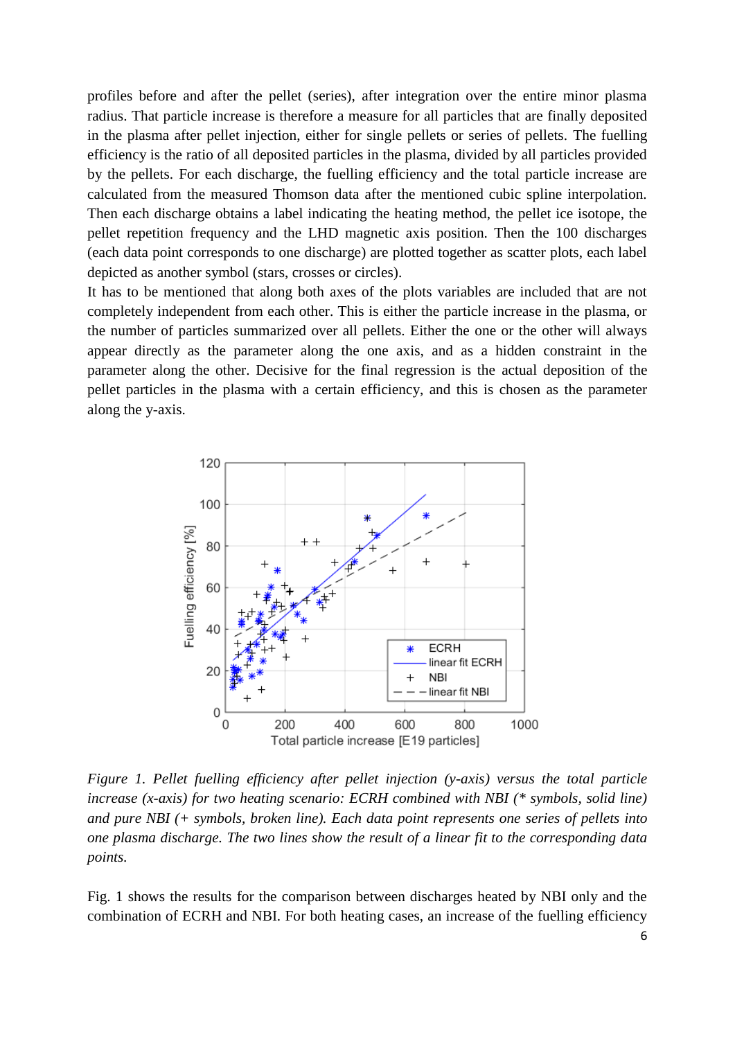profiles before and after the pellet (series), after integration over the entire minor plasma radius. That particle increase is therefore a measure for all particles that are finally deposited in the plasma after pellet injection, either for single pellets or series of pellets. The fuelling efficiency is the ratio of all deposited particles in the plasma, divided by all particles provided by the pellets. For each discharge, the fuelling efficiency and the total particle increase are calculated from the measured Thomson data after the mentioned cubic spline interpolation. Then each discharge obtains a label indicating the heating method, the pellet ice isotope, the pellet repetition frequency and the LHD magnetic axis position. Then the 100 discharges (each data point corresponds to one discharge) are plotted together as scatter plots, each label depicted as another symbol (stars, crosses or circles).

It has to be mentioned that along both axes of the plots variables are included that are not completely independent from each other. This is either the particle increase in the plasma, or the number of particles summarized over all pellets. Either the one or the other will always appear directly as the parameter along the one axis, and as a hidden constraint in the parameter along the other. Decisive for the final regression is the actual deposition of the pellet particles in the plasma with a certain efficiency, and this is chosen as the parameter along the y-axis.

*Figure 1. Pellet fuelling efficiency after pellet injection (y-axis) versus the total particle increase (x-axis) for two heating scenario: ECRH combined with NBI (* symbols, solid line) and pure NBI (+ symbols, broken line). Each data point represents one series of pellets into one plasma discharge. The two lines show the result of a linear fit to the corresponding data points.*

Fig. 1 shows the results for the comparison between discharges heated by NBI only and the combination of ECRH and NBI. For both heating cases, an increase of the fuelling efficiency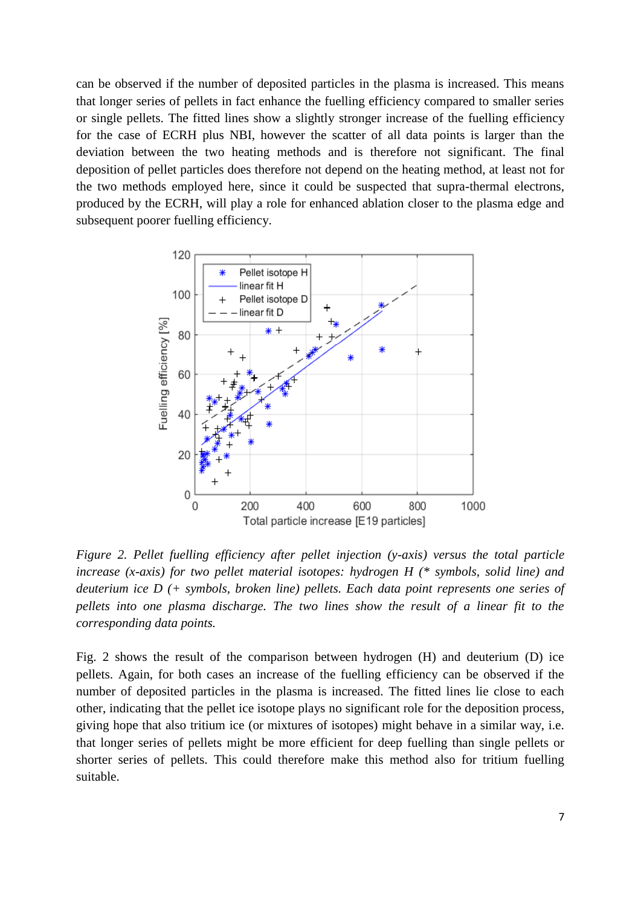can be observed if the number of deposited particles in the plasma is increased. This means that longer series of pellets in fact enhance the fuelling efficiency compared to smaller series or single pellets. The fitted lines show a slightly stronger increase of the fuelling efficiency for the case of ECRH plus NBI, however the scatter of all data points is larger than the deviation between the two heating methods and is therefore not significant. The final deposition of pellet particles does therefore not depend on the heating method, at least not for the two methods employed here, since it could be suspected that supra-thermal electrons, produced by the ECRH, will play a role for enhanced ablation closer to the plasma edge and subsequent poorer fuelling efficiency.

*Figure 2. Pellet fuelling efficiency after pellet injection (y-axis) versus the total particle increase (x-axis) for two pellet material isotopes: hydrogen H (* symbols, solid line) and deuterium ice D (+ symbols, broken line) pellets. Each data point represents one series of pellets into one plasma discharge. The two lines show the result of a linear fit to the corresponding data points.*

Fig. 2 shows the result of the comparison between hydrogen (H) and deuterium (D) ice pellets. Again, for both cases an increase of the fuelling efficiency can be observed if the number of deposited particles in the plasma is increased. The fitted lines lie close to each other, indicating that the pellet ice isotope plays no significant role for the deposition process, giving hope that also tritium ice (or mixtures of isotopes) might behave in a similar way, i.e. that longer series of pellets might be more efficient for deep fuelling than single pellets or shorter series of pellets. This could therefore make this method also for tritium fuelling suitable.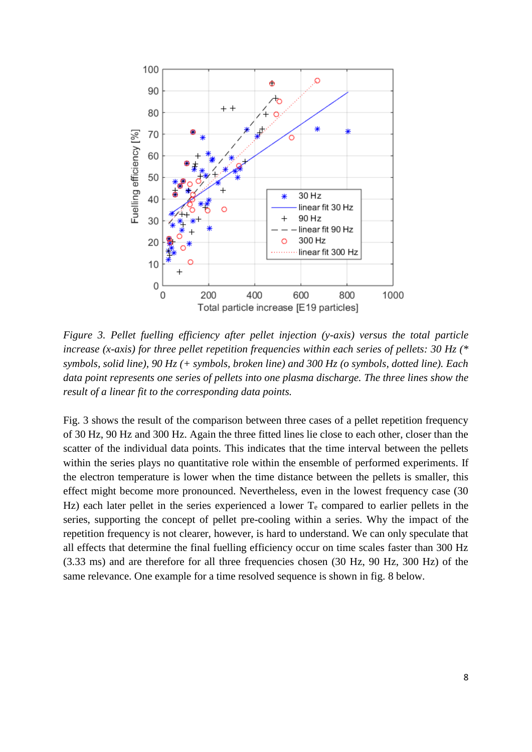*Figure 3. Pellet fuelling efficiency after pellet injection (y-axis) versus the total particle increase (x-axis) for three pellet repetition frequencies within each series of pellets: 30 Hz (* symbols, solid line), 90 Hz (+ symbols, broken line) and 300 Hz (o symbols, dotted line). Each data point represents one series of pellets into one plasma discharge. The three lines show the result of a linear fit to the corresponding data points.*

Fig. 3 shows the result of the comparison between three cases of a pellet repetition frequency of 30 Hz, 90 Hz and 300 Hz. Again the three fitted lines lie close to each other, closer than the scatter of the individual data points. This indicates that the time interval between the pellets within the series plays no quantitative role within the ensemble of performed experiments. If the electron temperature is lower when the time distance between the pellets is smaller, this effect might become more pronounced. Nevertheless, even in the lowest frequency case (30 Hz) each later pellet in the series experienced a lower $T_e$ compared to earlier pellets in the series, supporting the concept of pellet pre-cooling within a series. Why the impact of the repetition frequency is not clearer, however, is hard to understand. We can only speculate that all effects that determine the final fuelling efficiency occur on time scales faster than 300 Hz (3.33 ms) and are therefore for all three frequencies chosen (30 Hz, 90 Hz, 300 Hz) of the same relevance. One example for a time resolved sequence is shown in fig. 8 below.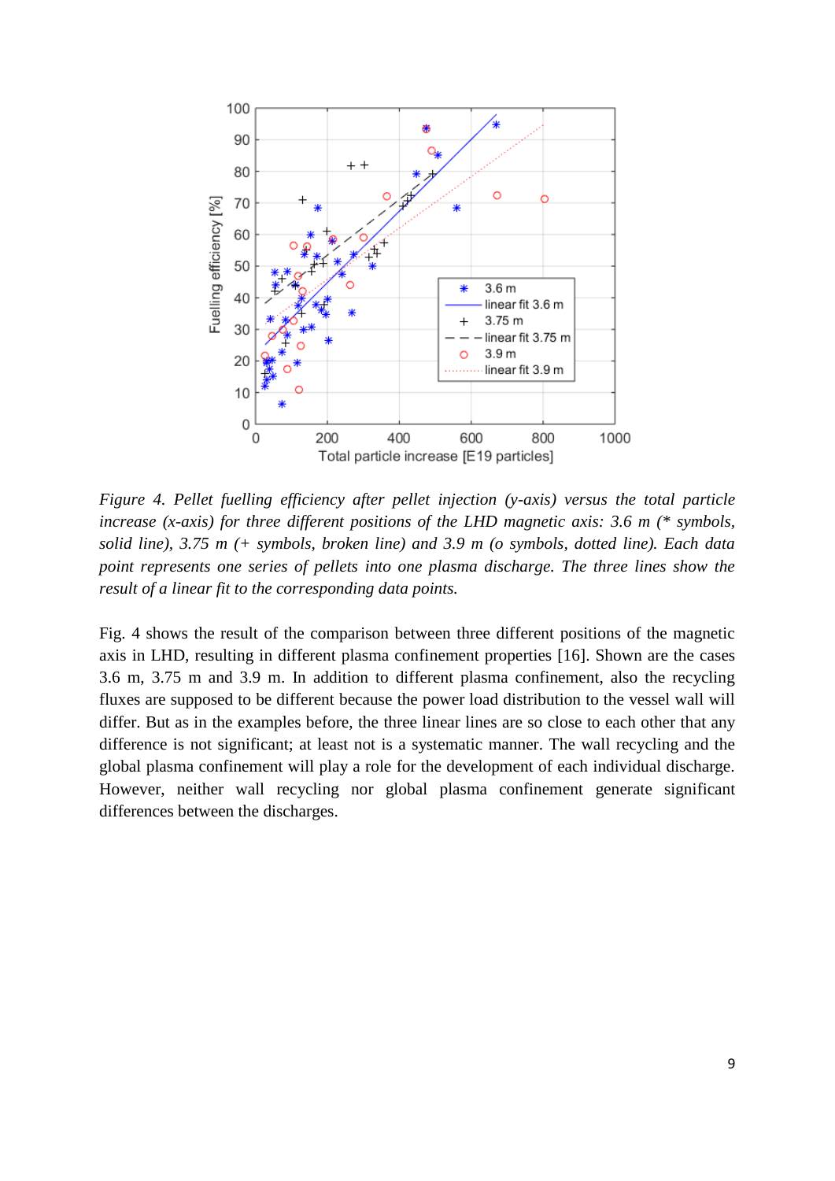*Figure 4. Pellet fuelling efficiency after pellet injection (y-axis) versus the total particle increase (x-axis) for three different positions of the LHD magnetic axis: 3.6 m (* symbols, solid line), 3.75 m (+ symbols, broken line) and 3.9 m (o symbols, dotted line). Each data point represents one series of pellets into one plasma discharge. The three lines show the result of a linear fit to the corresponding data points.*

Fig. 4 shows the result of the comparison between three different positions of the magnetic axis in LHD, resulting in different plasma confinement properties [16]. Shown are the cases 3.6 m, 3.75 m and 3.9 m. In addition to different plasma confinement, also the recycling fluxes are supposed to be different because the power load distribution to the vessel wall will differ. But as in the examples before, the three linear lines are so close to each other that any difference is not significant; at least not is a systematic manner. The wall recycling and the global plasma confinement will play a role for the development of each individual discharge. However, neither wall recycling nor global plasma confinement generate significant differences between the discharges.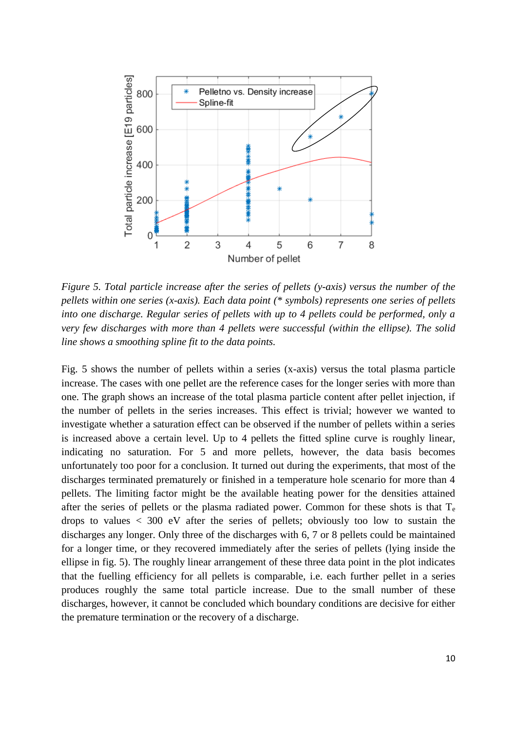*Figure 5. Total particle increase after the series of pellets (y-axis) versus the number of the pellets within one series (x-axis). Each data point (* symbols) represents one series of pellets into one discharge. Regular series of pellets with up to 4 pellets could be performed, only a very few discharges with more than 4 pellets were successful (within the ellipse). The solid line shows a smoothing spline fit to the data points.*

Fig. 5 shows the number of pellets within a series (x-axis) versus the total plasma particle increase. The cases with one pellet are the reference cases for the longer series with more than one. The graph shows an increase of the total plasma particle content after pellet injection, if the number of pellets in the series increases. This effect is trivial; however we wanted to investigate whether a saturation effect can be observed if the number of pellets within a series is increased above a certain level. Up to 4 pellets the fitted spline curve is roughly linear, indicating no saturation. For 5 and more pellets, however, the data basis becomes unfortunately too poor for a conclusion. It turned out during the experiments, that most of the discharges terminated prematurely or finished in a temperature hole scenario for more than 4 pellets. The limiting factor might be the available heating power for the densities attained after the series of pellets or the plasma radiated power. Common for these shots is that $T_e$ drops to values < 300 eV after the series of pellets; obviously too low to sustain the discharges any longer. Only three of the discharges with 6, 7 or 8 pellets could be maintained for a longer time, or they recovered immediately after the series of pellets (lying inside the ellipse in fig. 5). The roughly linear arrangement of these three data point in the plot indicates that the fuelling efficiency for all pellets is comparable, i.e. each further pellet in a series produces roughly the same total particle increase. Due to the small number of these discharges, however, it cannot be concluded which boundary conditions are decisive for either the premature termination or the recovery of a discharge.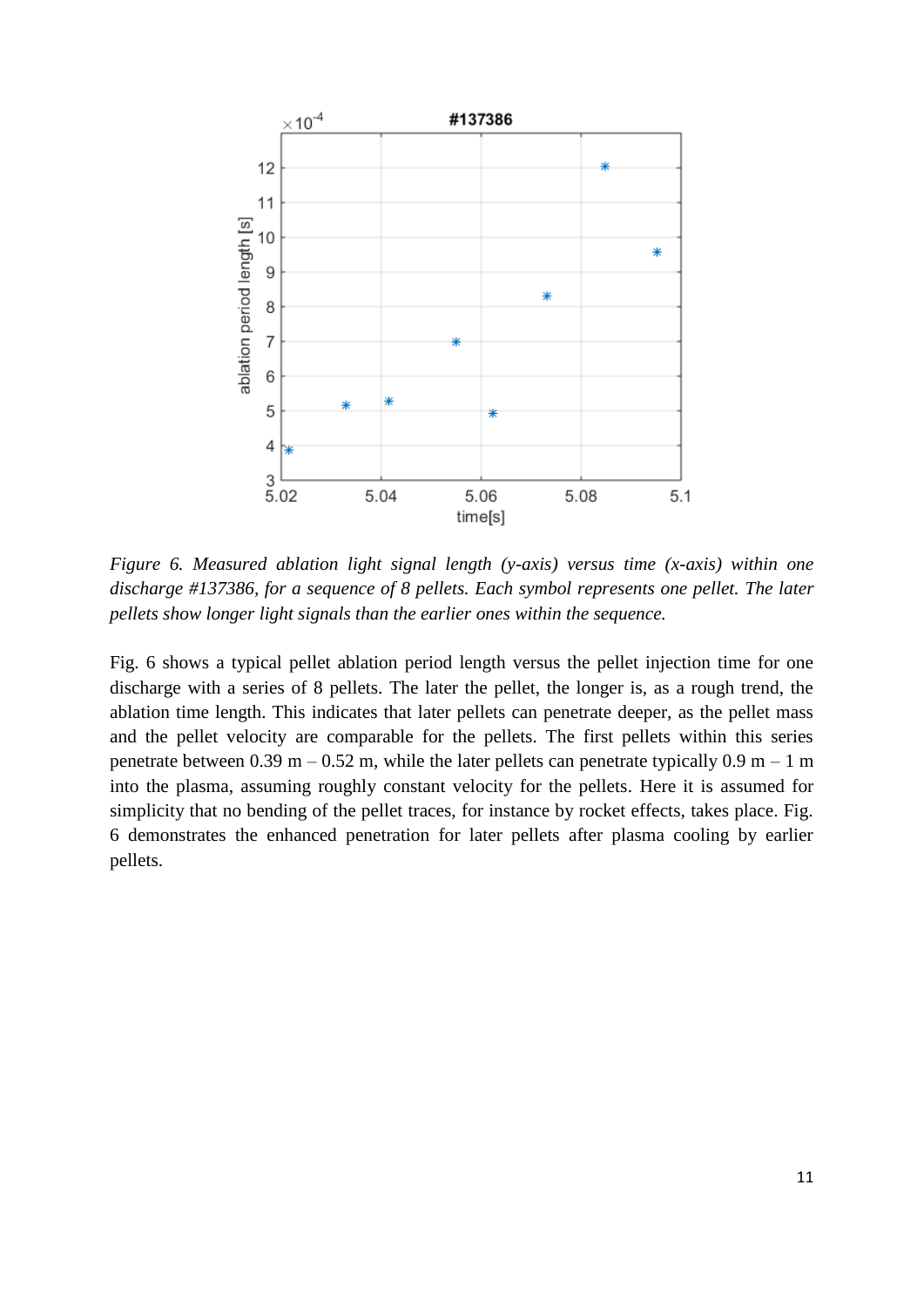*Figure 6. Measured ablation light signal length (y-axis) versus time (x-axis) within one discharge #137386, for a sequence of 8 pellets. Each symbol represents one pellet. The later pellets show longer light signals than the earlier ones within the sequence.*

Fig. 6 shows a typical pellet ablation period length versus the pellet injection time for one discharge with a series of 8 pellets. The later the pellet, the longer is, as a rough trend, the ablation time length. This indicates that later pellets can penetrate deeper, as the pellet mass and the pellet velocity are comparable for the pellets. The first pellets within this series penetrate between 0.39 m – 0.52 m, while the later pellets can penetrate typically 0.9 m – 1 m into the plasma, assuming roughly constant velocity for the pellets. Here it is assumed for simplicity that no bending of the pellet traces, for instance by rocket effects, takes place. Fig. 6 demonstrates the enhanced penetration for later pellets after plasma cooling by earlier pellets.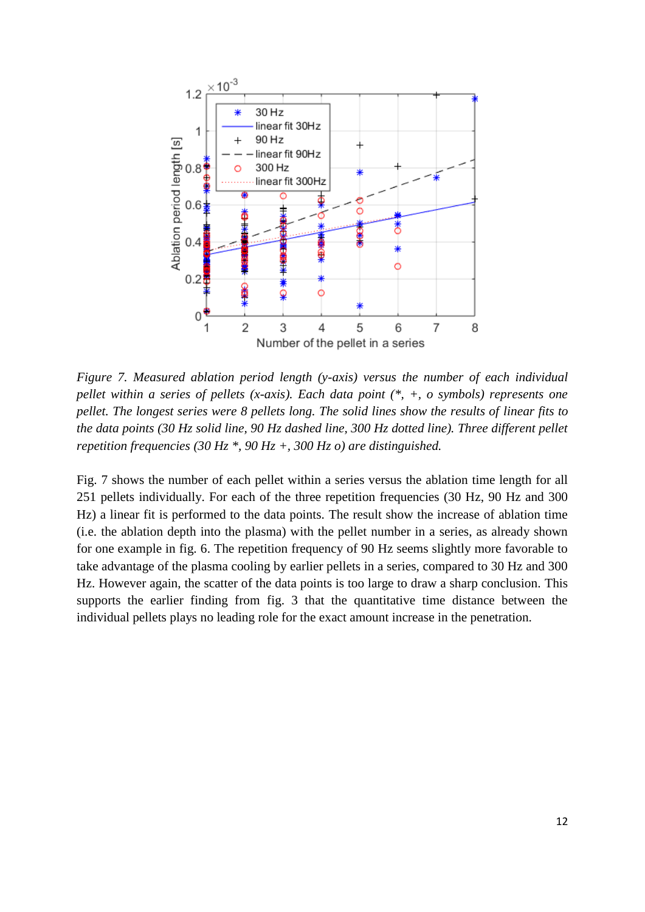*Figure 7. Measured ablation period length (y-axis) versus the number of each individual pellet within a series of pellets (x-axis). Each data point (*, +, o symbols) represents one pellet. The longest series were 8 pellets long. The solid lines show the results of linear fits to the data points (30 Hz solid line, 90 Hz dashed line, 300 Hz dotted line). Three different pellet repetition frequencies (30 Hz *, 90 Hz +, 300 Hz o) are distinguished.*

Fig. 7 shows the number of each pellet within a series versus the ablation time length for all 251 pellets individually. For each of the three repetition frequencies (30 Hz, 90 Hz and 300 Hz) a linear fit is performed to the data points. The result show the increase of ablation time (i.e. the ablation depth into the plasma) with the pellet number in a series, as already shown for one example in fig. 6. The repetition frequency of 90 Hz seems slightly more favorable to take advantage of the plasma cooling by earlier pellets in a series, compared to 30 Hz and 300 Hz. However again, the scatter of the data points is too large to draw a sharp conclusion. This supports the earlier finding from fig. 3 that the quantitative time distance between the individual pellets plays no leading role for the exact amount increase in the penetration.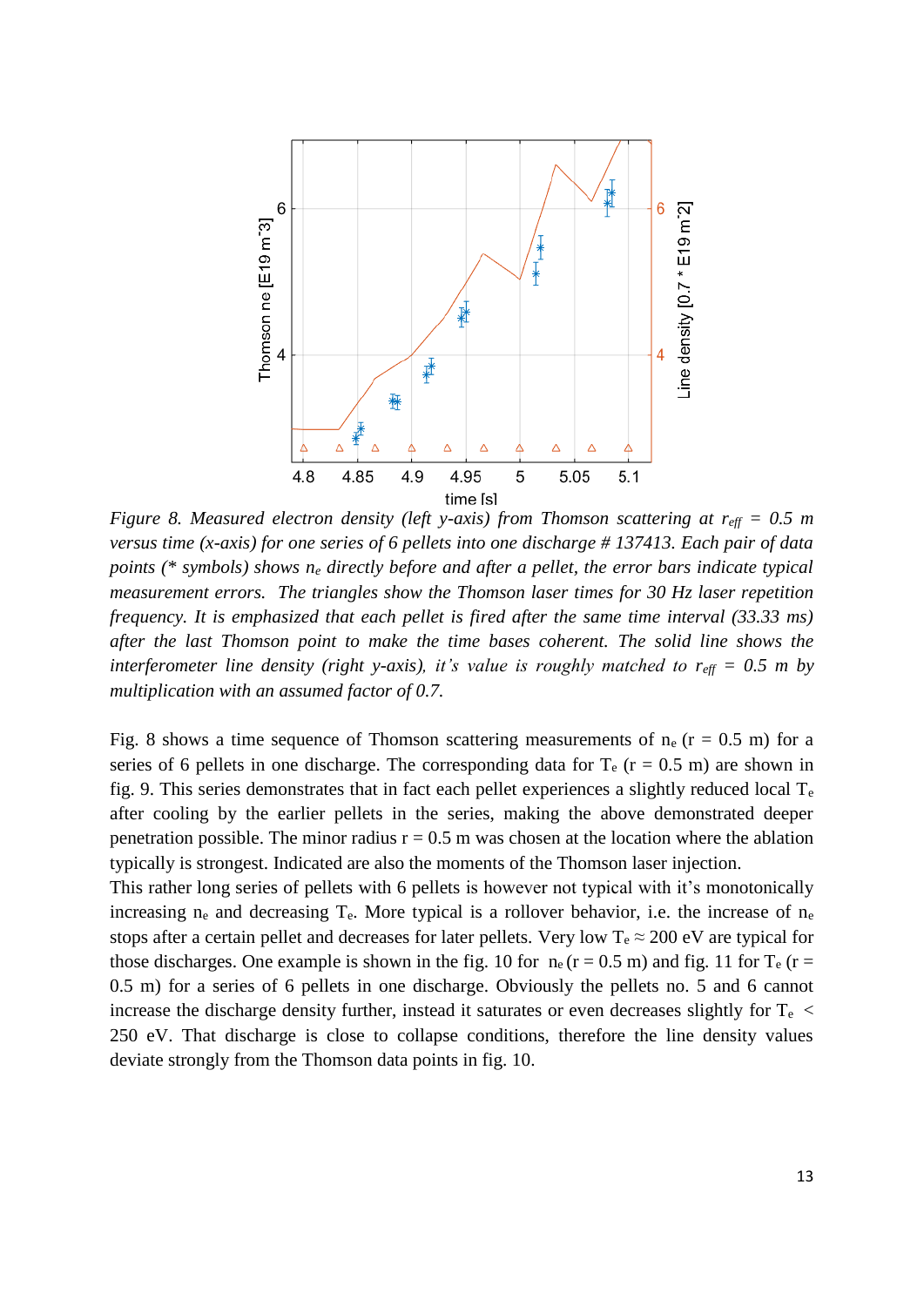*Figure 8. Measured electron density (left y-axis) from Thomson scattering at $r_{eff}$ = 0.5 m versus time (x-axis) for one series of 6 pellets into one discharge # 137413. Each pair of data points (* symbols) shows $n_e$ directly before and after a pellet, the error bars indicate typical measurement errors. The triangles show the Thomson laser times for 30 Hz laser repetition frequency. It is emphasized that each pellet is fired after the same time interval (33.33 ms) after the last Thomson point to make the time bases coherent. The solid line shows the interferometer line density (right y-axis), it's value is roughly matched to $r_{eff}$ = 0.5 m by multiplication with an assumed factor of 0.7.*

Fig. 8 shows a time sequence of Thomson scattering measurements of $n_e$ (r = 0.5 m) for a series of 6 pellets in one discharge. The corresponding data for $T_e$ (r = 0.5 m) are shown in fig. 9. This series demonstrates that in fact each pellet experiences a slightly reduced local $T_e$ after cooling by the earlier pellets in the series, making the above demonstrated deeper penetration possible. The minor radius r = 0.5 m was chosen at the location where the ablation typically is strongest. Indicated are also the moments of the Thomson laser injection.

This rather long series of pellets with 6 pellets is however not typical with it's monotonically increasing $n_e$ and decreasing $T_e$. More typical is a rollover behavior, i.e. the increase of $n_e$ stops after a certain pellet and decreases for later pellets. Very low $T_e \approx 200$ eV are typical for those discharges. One example is shown in the fig. 10 for $n_e$ (r = 0.5 m) and fig. 11 for $T_e$ (r = 0.5 m) for a series of 6 pellets in one discharge. Obviously the pellets no. 5 and 6 cannot increase the discharge density further, instead it saturates or even decreases slightly for $T_e$ < 250 eV. That discharge is close to collapse conditions, therefore the line density values deviate strongly from the Thomson data points in fig. 10.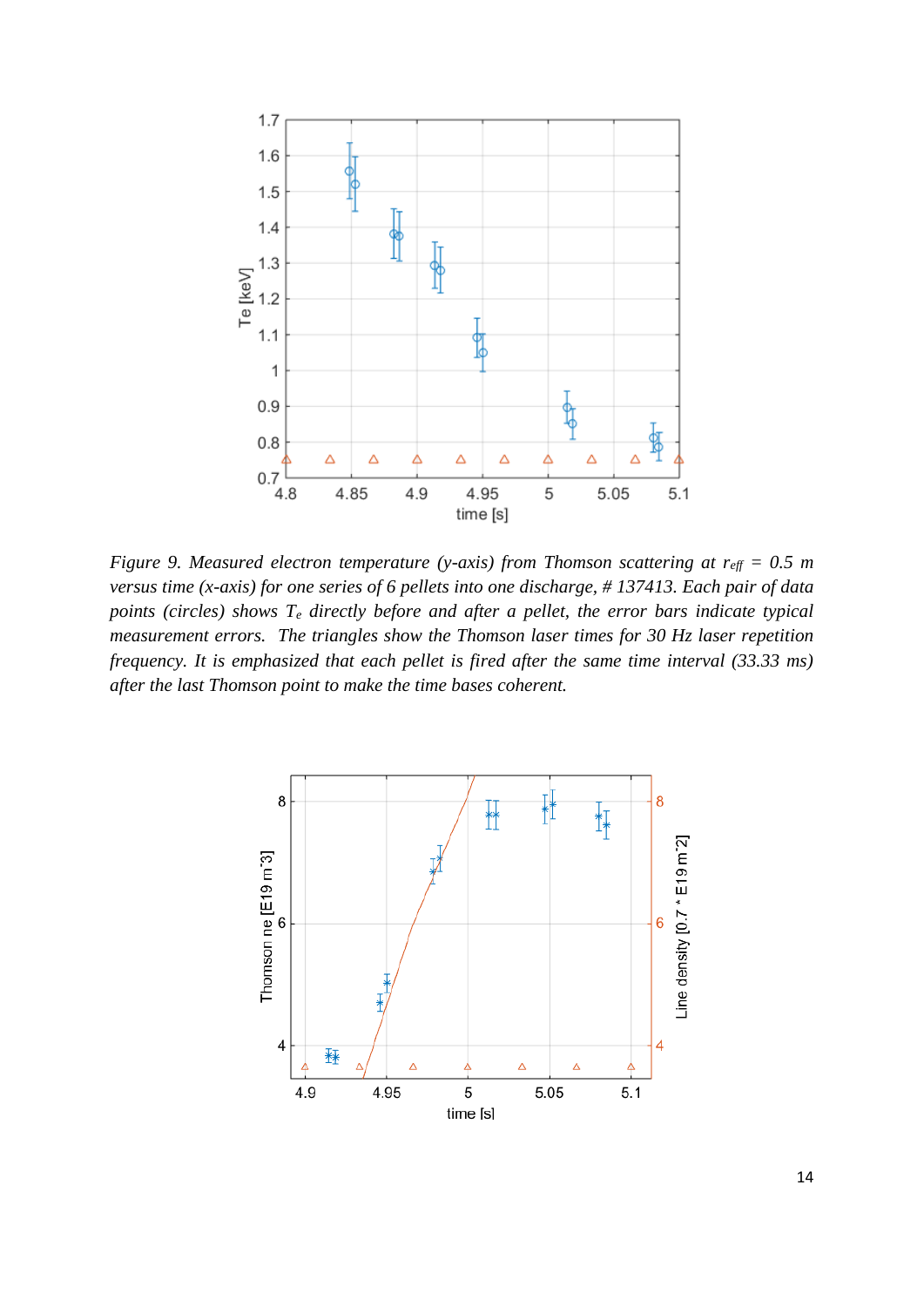*Figure 9. Measured electron temperature (y-axis) from Thomson scattering at $r_{eff}$ = 0.5 m versus time (x-axis) for one series of 6 pellets into one discharge, # 137413. Each pair of data points (circles) shows $T_e$ directly before and after a pellet, the error bars indicate typical measurement errors. The triangles show the Thomson laser times for 30 Hz laser repetition frequency. It is emphasized that each pellet is fired after the same time interval (33.33 ms) after the last Thomson point to make the time bases coherent.*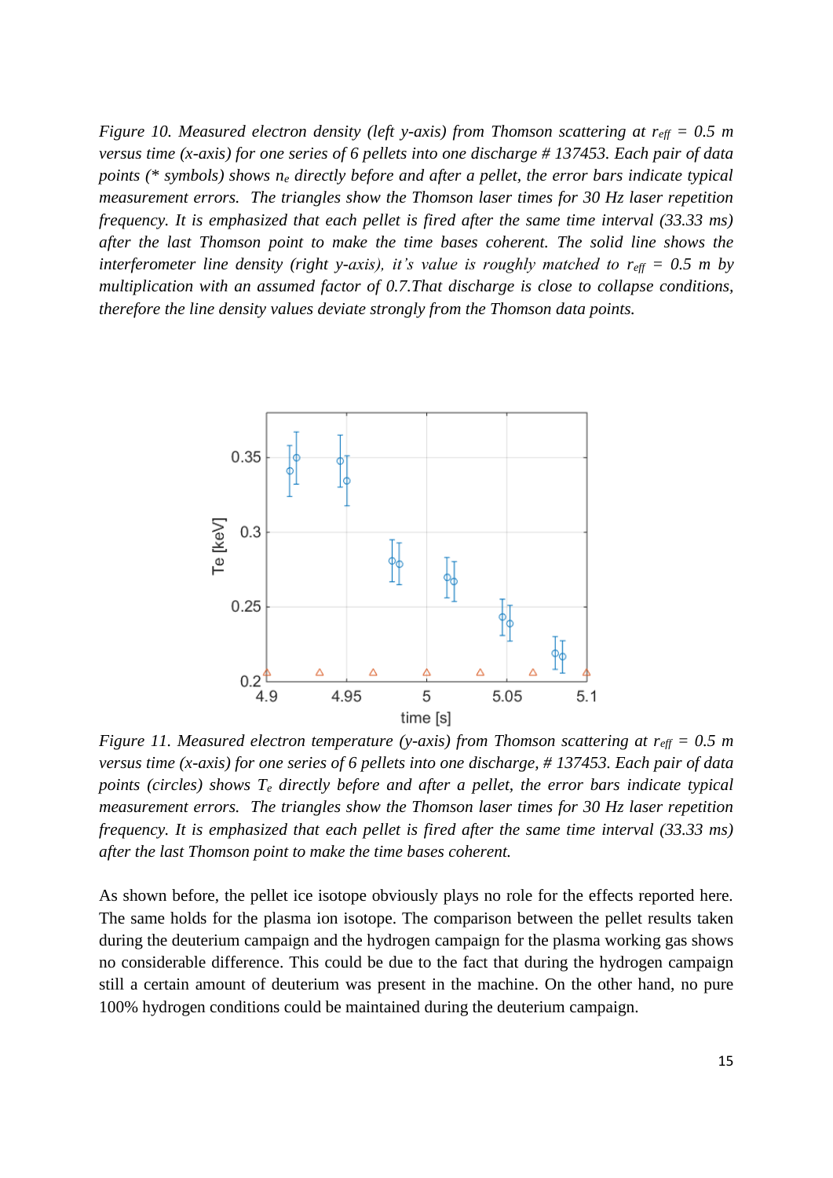*Figure 10. Measured electron density (left y-axis) from Thomson scattering at $r_{eff}$ = 0.5 m versus time (x-axis) for one series of 6 pellets into one discharge # 137453. Each pair of data points (* symbols) shows $n_e$ directly before and after a pellet, the error bars indicate typical measurement errors. The triangles show the Thomson laser times for 30 Hz laser repetition frequency. It is emphasized that each pellet is fired after the same time interval (33.33 ms) after the last Thomson point to make the time bases coherent. The solid line shows the interferometer line density (right y-axis), it's value is roughly matched to $r_{eff}$ = 0.5 m by multiplication with an assumed factor of 0.7.That discharge is close to collapse conditions, therefore the line density values deviate strongly from the Thomson data points.*

*Figure 11. Measured electron temperature (y-axis) from Thomson scattering at $r_{eff}$ = 0.5 m versus time (x-axis) for one series of 6 pellets into one discharge, # 137453. Each pair of data points (circles) shows $T_e$ directly before and after a pellet, the error bars indicate typical measurement errors. The triangles show the Thomson laser times for 30 Hz laser repetition frequency. It is emphasized that each pellet is fired after the same time interval (33.33 ms) after the last Thomson point to make the time bases coherent.*

As shown before, the pellet ice isotope obviously plays no role for the effects reported here. The same holds for the plasma ion isotope. The comparison between the pellet results taken during the deuterium campaign and the hydrogen campaign for the plasma working gas shows no considerable difference. This could be due to the fact that during the hydrogen campaign still a certain amount of deuterium was present in the machine. On the other hand, no pure 100% hydrogen conditions could be maintained during the deuterium campaign.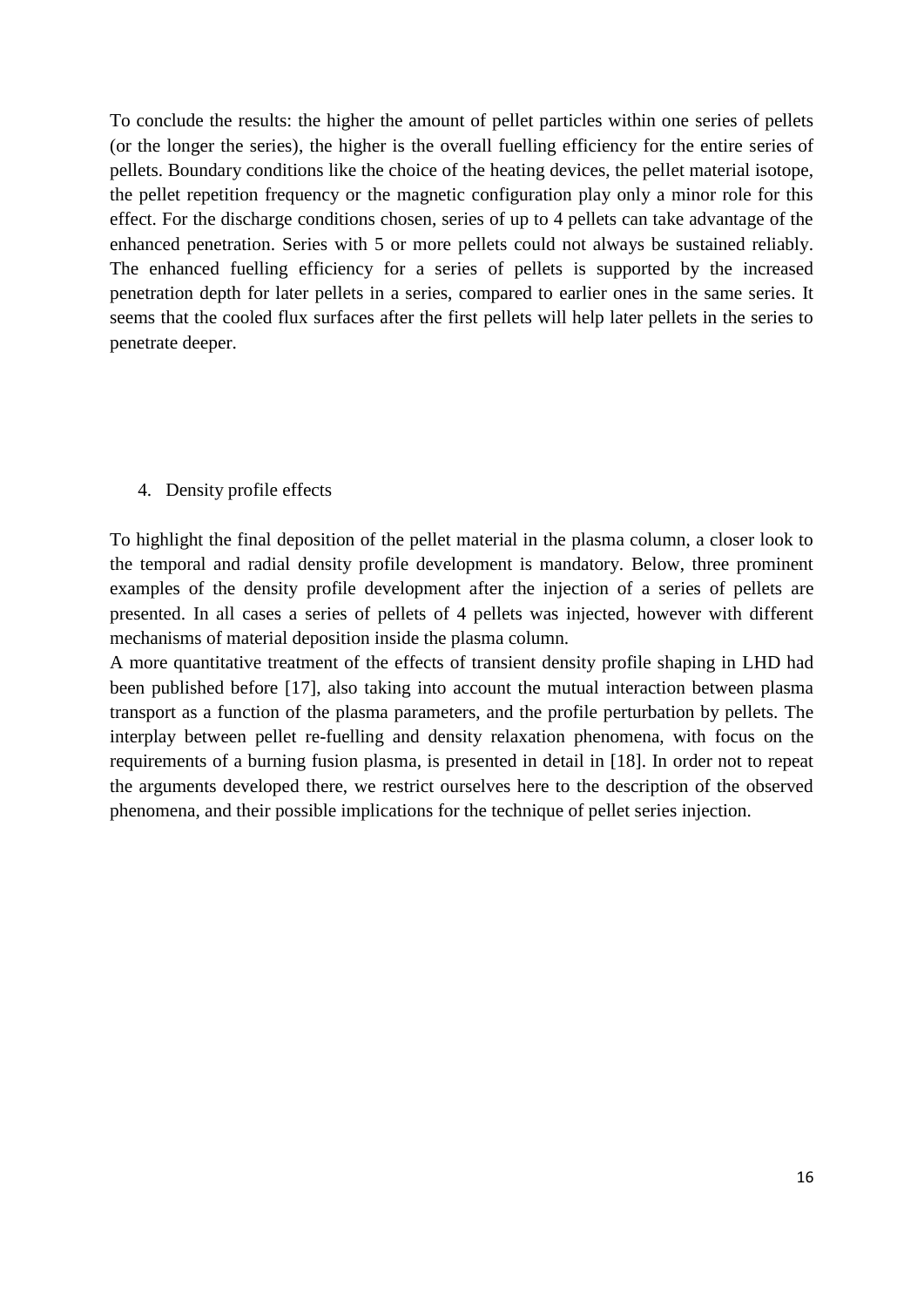To conclude the results: the higher the amount of pellet particles within one series of pellets (or the longer the series), the higher is the overall fuelling efficiency for the entire series of pellets. Boundary conditions like the choice of the heating devices, the pellet material isotope, the pellet repetition frequency or the magnetic configuration play only a minor role for this effect. For the discharge conditions chosen, series of up to 4 pellets can take advantage of the enhanced penetration. Series with 5 or more pellets could not always be sustained reliably. The enhanced fuelling efficiency for a series of pellets is supported by the increased penetration depth for later pellets in a series, compared to earlier ones in the same series. It seems that the cooled flux surfaces after the first pellets will help later pellets in the series to penetrate deeper.

## 4. Density profile effects

To highlight the final deposition of the pellet material in the plasma column, a closer look to the temporal and radial density profile development is mandatory. Below, three prominent examples of the density profile development after the injection of a series of pellets are presented. In all cases a series of pellets of 4 pellets was injected, however with different mechanisms of material deposition inside the plasma column.

A more quantitative treatment of the effects of transient density profile shaping in LHD had been published before [17], also taking into account the mutual interaction between plasma transport as a function of the plasma parameters, and the profile perturbation by pellets. The interplay between pellet re-fuelling and density relaxation phenomena, with focus on the requirements of a burning fusion plasma, is presented in detail in [18]. In order not to repeat the arguments developed there, we restrict ourselves here to the description of the observed phenomena, and their possible implications for the technique of pellet series injection.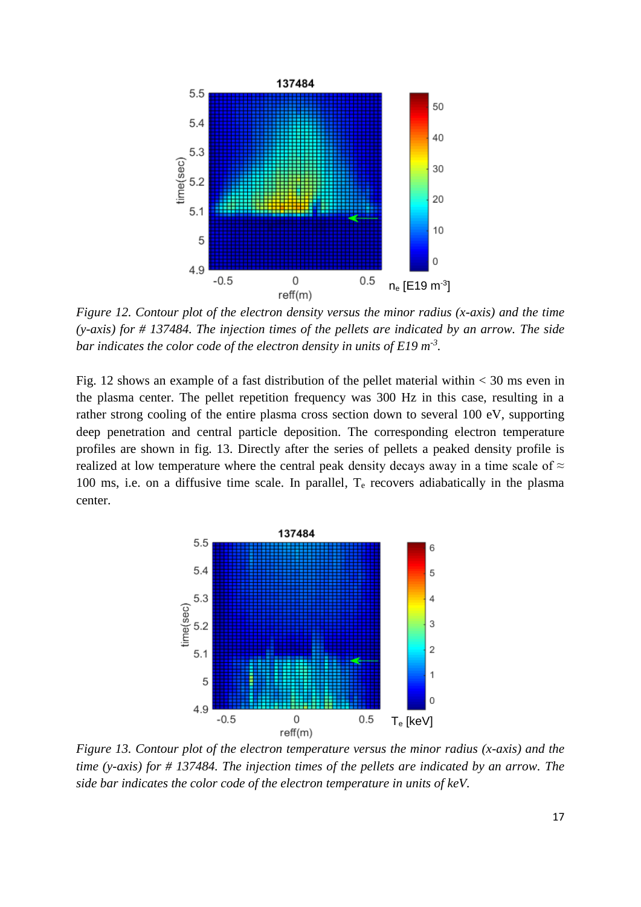*Figure 12. Contour plot of the electron density versus the minor radius (x-axis) and the time (y-axis) for # 137484. The injection times of the pellets are indicated by an arrow. The side bar indicates the color code of the electron density in units of E19 $m^{-3}$.*

Fig. 12 shows an example of a fast distribution of the pellet material within < 30 ms even in the plasma center. The pellet repetition frequency was 300 Hz in this case, resulting in a rather strong cooling of the entire plasma cross section down to several 100 eV, supporting deep penetration and central particle deposition. The corresponding electron temperature profiles are shown in fig. 13. Directly after the series of pellets a peaked density profile is realized at low temperature where the central peak density decays away in a time scale of ≈ 100 ms, i.e. on a diffusive time scale. In parallel, $T_e$ recovers adiabatically in the plasma center.

*Figure 13. Contour plot of the electron temperature versus the minor radius (x-axis) and the time (y-axis) for # 137484. The injection times of the pellets are indicated by an arrow. The side bar indicates the color code of the electron temperature in units of keV.*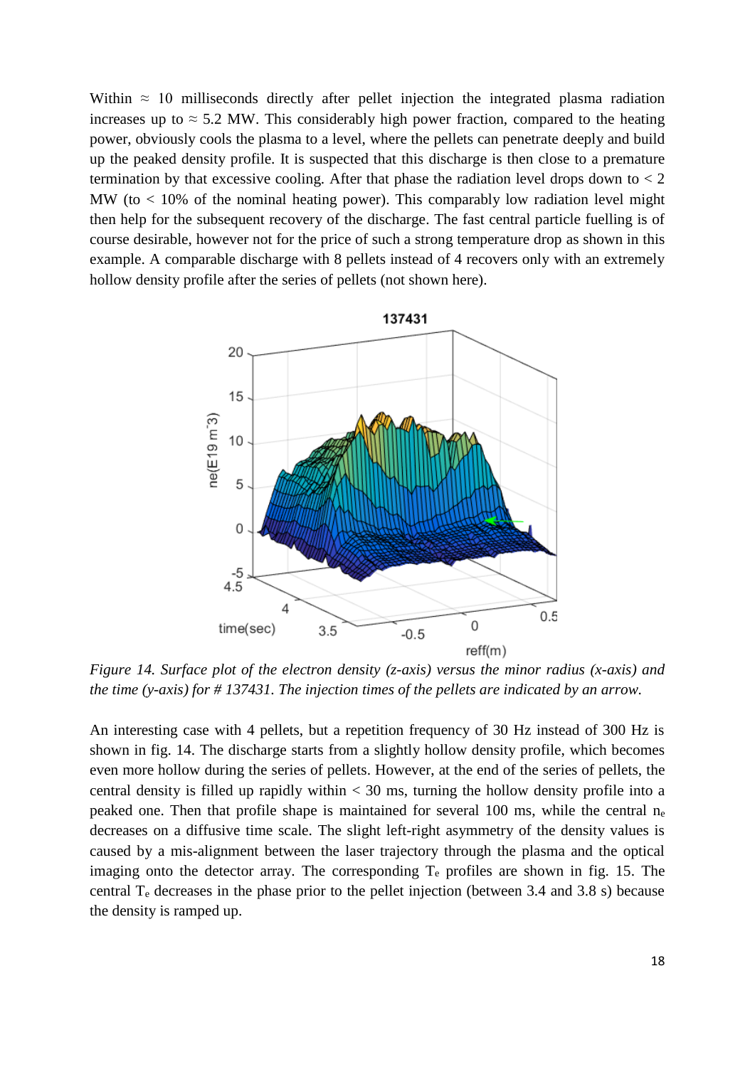Within ≈ 10 milliseconds directly after pellet injection the integrated plasma radiation increases up to ≈ 5.2 MW. This considerably high power fraction, compared to the heating power, obviously cools the plasma to a level, where the pellets can penetrate deeply and build up the peaked density profile. It is suspected that this discharge is then close to a premature termination by that excessive cooling. After that phase the radiation level drops down to < 2 MW (to < 10% of the nominal heating power). This comparably low radiation level might then help for the subsequent recovery of the discharge. The fast central particle fuelling is of course desirable, however not for the price of such a strong temperature drop as shown in this example. A comparable discharge with 8 pellets instead of 4 recovers only with an extremely hollow density profile after the series of pellets (not shown here).

*Figure 14. Surface plot of the electron density (z-axis) versus the minor radius (x-axis) and the time (y-axis) for # 137431. The injection times of the pellets are indicated by an arrow.*

An interesting case with 4 pellets, but a repetition frequency of 30 Hz instead of 300 Hz is shown in fig. 14. The discharge starts from a slightly hollow density profile, which becomes even more hollow during the series of pellets. However, at the end of the series of pellets, the central density is filled up rapidly within < 30 ms, turning the hollow density profile into a peaked one. Then that profile shape is maintained for several 100 ms, while the central $n_e$ decreases on a diffusive time scale. The slight left-right asymmetry of the density values is caused by a mis-alignment between the laser trajectory through the plasma and the optical imaging onto the detector array. The corresponding $T_e$ profiles are shown in fig. 15. The central $T_e$ decreases in the phase prior to the pellet injection (between 3.4 and 3.8 s) because the density is ramped up.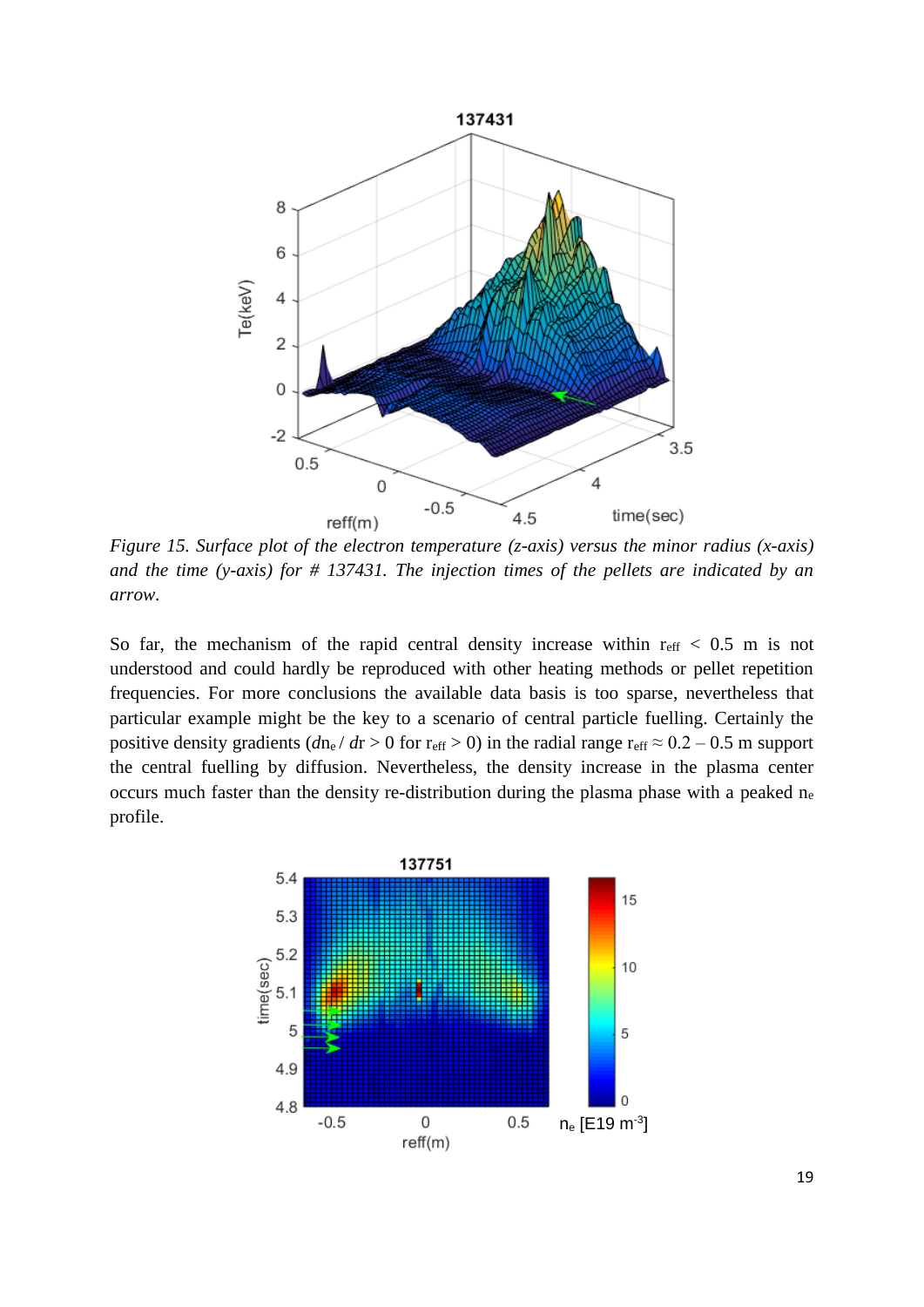*Figure 15. Surface plot of the electron temperature (z-axis) versus the minor radius (x-axis) and the time (y-axis) for # 137431. The injection times of the pellets are indicated by an arrow.*

So far, the mechanism of the rapid central density increase within $r_{eff} < 0.5$ m is not understood and could hardly be reproduced with other heating methods or pellet repetition frequencies. For more conclusions the available data basis is too sparse, nevertheless that particular example might be the key to a scenario of central particle fuelling. Certainly the positive density gradients ($dn_e / dr > 0$ for $r_{eff} > 0$) in the radial range $r_{eff} \approx 0.2 - 0.5$ m support the central fuelling by diffusion. Nevertheless, the density increase in the plasma center occurs much faster than the density re-distribution during the plasma phase with a peaked $n_e$ profile.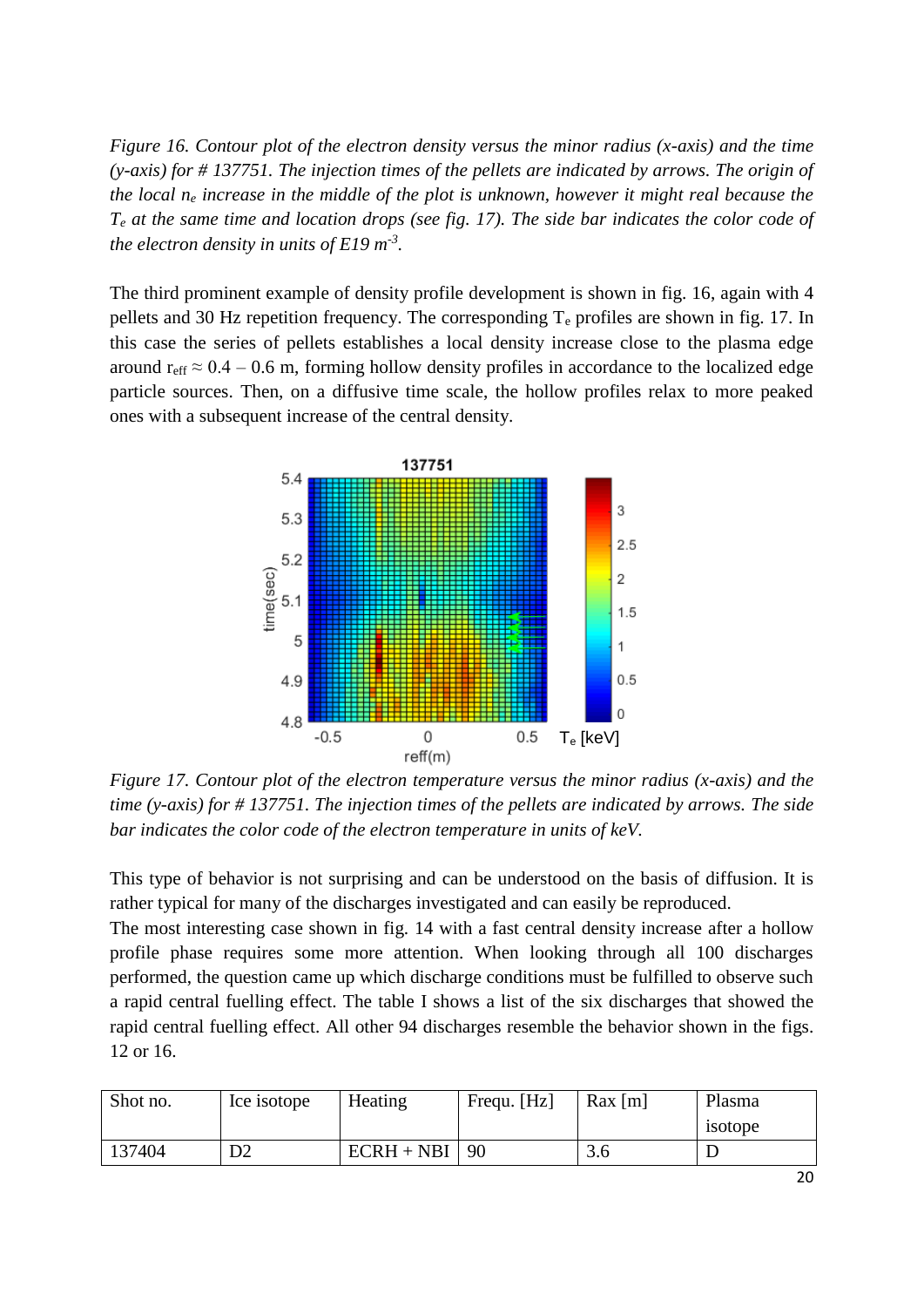*Figure 16. Contour plot of the electron density versus the minor radius (x-axis) and the time (y-axis) for # 137751. The injection times of the pellets are indicated by arrows. The origin of the local $n_e$ increase in the middle of the plot is unknown, however it might real because the $T_e$ at the same time and location drops (see fig. 17). The side bar indicates the color code of the electron density in units of E19 $m^{-3}$.*

The third prominent example of density profile development is shown in fig. 16, again with 4 pellets and 30 Hz repetition frequency. The corresponding $T_e$ profiles are shown in fig. 17. In this case the series of pellets establishes a local density increase close to the plasma edge around $r_{eff} \approx 0.4 – 0.6$ m, forming hollow density profiles in accordance to the localized edge particle sources. Then, on a diffusive time scale, the hollow profiles relax to more peaked ones with a subsequent increase of the central density.

*Figure 17. Contour plot of the electron temperature versus the minor radius (x-axis) and the time (y-axis) for # 137751. The injection times of the pellets are indicated by arrows. The side bar indicates the color code of the electron temperature in units of keV.*

This type of behavior is not surprising and can be understood on the basis of diffusion. It is rather typical for many of the discharges investigated and can easily be reproduced.
The most interesting case shown in fig. 14 with a fast central density increase after a hollow profile phase requires some more attention. When looking through all 100 discharges performed, the question came up which discharge conditions must be fulfilled to observe such a rapid central fuelling effect. The table I shows a list of the six discharges that showed the rapid central fuelling effect. All other 94 discharges resemble the behavior shown in the figs. 12 or 16.

| Shot no. | Ice isotope | Heating | Frequ. [Hz] | Rax [m] | Plasma isotope |
|---|---|---|---|---|---|
| 137404 | D2 | ECRH + NBI | 90 | 3.6 | D |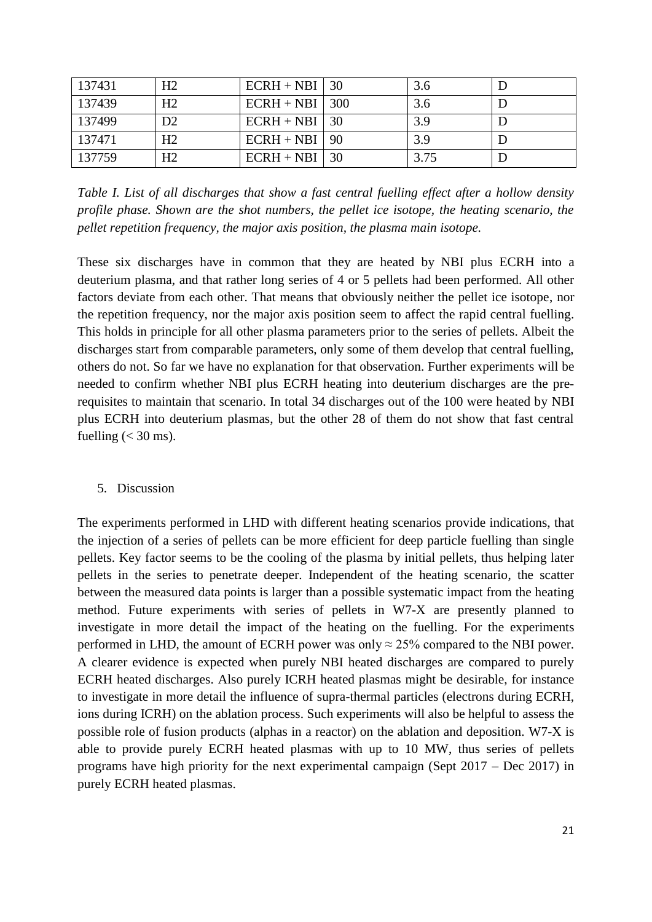| 137431 | H2 | ECRH + NBI | 30 | 3.6 | D |
|---|---|---|---|---|---|
| 137439 | H2 | ECRH + NBI | 300 | 3.6 | D |
| 137499 | D2 | ECRH + NBI | 30 | 3.9 | D |
| 137471 | H2 | ECRH + NBI | 90 | 3.9 | D |
| 137759 | H2 | ECRH + NBI | 30 | 3.75 | D |

*Table I. List of all discharges that show a fast central fuelling effect after a hollow density profile phase. Shown are the shot numbers, the pellet ice isotope, the heating scenario, the pellet repetition frequency, the major axis position, the plasma main isotope.*

These six discharges have in common that they are heated by NBI plus ECRH into a deuterium plasma, and that rather long series of 4 or 5 pellets had been performed. All other factors deviate from each other. That means that obviously neither the pellet ice isotope, nor the repetition frequency, nor the major axis position seem to affect the rapid central fuelling. This holds in principle for all other plasma parameters prior to the series of pellets. Albeit the discharges start from comparable parameters, only some of them develop that central fuelling, others do not. So far we have no explanation for that observation. Further experiments will be needed to confirm whether NBI plus ECRH heating into deuterium discharges are the pre-requisites to maintain that scenario. In total 34 discharges out of the 100 were heated by NBI plus ECRH into deuterium plasmas, but the other 28 of them do not show that fast central fuelling (< 30 ms).

## 5. Discussion

The experiments performed in LHD with different heating scenarios provide indications, that the injection of a series of pellets can be more efficient for deep particle fuelling than single pellets. Key factor seems to be the cooling of the plasma by initial pellets, thus helping later pellets in the series to penetrate deeper. Independent of the heating scenario, the scatter between the measured data points is larger than a possible systematic impact from the heating method. Future experiments with series of pellets in W7-X are presently planned to investigate in more detail the impact of the heating on the fuelling. For the experiments performed in LHD, the amount of ECRH power was only ≈ 25% compared to the NBI power. A clearer evidence is expected when purely NBI heated discharges are compared to purely ECRH heated discharges. Also purely ICRH heated plasmas might be desirable, for instance to investigate in more detail the influence of supra-thermal particles (electrons during ECRH, ions during ICRH) on the ablation process. Such experiments will also be helpful to assess the possible role of fusion products (alphas in a reactor) on the ablation and deposition. W7-X is able to provide purely ECRH heated plasmas with up to 10 MW, thus series of pellets programs have high priority for the next experimental campaign (Sept 2017 – Dec 2017) in purely ECRH heated plasmas.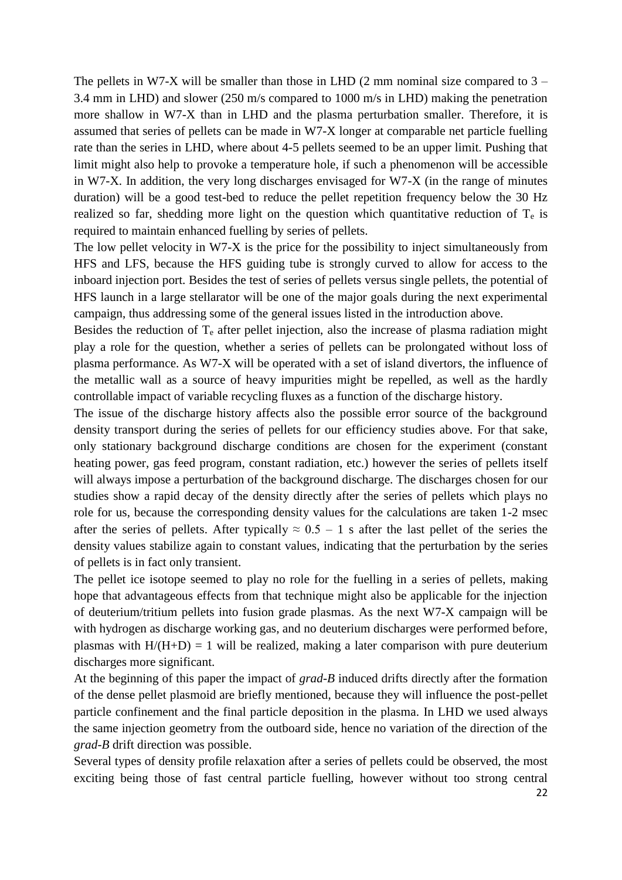The pellets in W7-X will be smaller than those in LHD (2 mm nominal size compared to 3 – 3.4 mm in LHD) and slower (250 m/s compared to 1000 m/s in LHD) making the penetration more shallow in W7-X than in LHD and the plasma perturbation smaller. Therefore, it is assumed that series of pellets can be made in W7-X longer at comparable net particle fuelling rate than the series in LHD, where about 4-5 pellets seemed to be an upper limit. Pushing that limit might also help to provoke a temperature hole, if such a phenomenon will be accessible in W7-X. In addition, the very long discharges envisaged for W7-X (in the range of minutes duration) will be a good test-bed to reduce the pellet repetition frequency below the 30 Hz realized so far, shedding more light on the question which quantitative reduction of $T_e$ is required to maintain enhanced fuelling by series of pellets.

The low pellet velocity in W7-X is the price for the possibility to inject simultaneously from HFS and LFS, because the HFS guiding tube is strongly curved to allow for access to the inboard injection port. Besides the test of series of pellets versus single pellets, the potential of HFS launch in a large stellarator will be one of the major goals during the next experimental campaign, thus addressing some of the general issues listed in the introduction above.

Besides the reduction of $T_e$ after pellet injection, also the increase of plasma radiation might play a role for the question, whether a series of pellets can be prolongated without loss of plasma performance. As W7-X will be operated with a set of island divertors, the influence of the metallic wall as a source of heavy impurities might be repelled, as well as the hardly controllable impact of variable recycling fluxes as a function of the discharge history.

The issue of the discharge history affects also the possible error source of the background density transport during the series of pellets for our efficiency studies above. For that sake, only stationary background discharge conditions are chosen for the experiment (constant heating power, gas feed program, constant radiation, etc.) however the series of pellets itself will always impose a perturbation of the background discharge. The discharges chosen for our studies show a rapid decay of the density directly after the series of pellets which plays no role for us, because the corresponding density values for the calculations are taken 1-2 msec after the series of pellets. After typically $\approx 0.5 - 1$ s after the last pellet of the series the density values stabilize again to constant values, indicating that the perturbation by the series of pellets is in fact only transient.

The pellet ice isotope seemed to play no role for the fuelling in a series of pellets, making hope that advantageous effects from that technique might also be applicable for the injection of deuterium/tritium pellets into fusion grade plasmas. As the next W7-X campaign will be with hydrogen as discharge working gas, and no deuterium discharges were performed before, plasmas with $H/(H+D) = 1$ will be realized, making a later comparison with pure deuterium discharges more significant.

At the beginning of this paper the impact of *grad-B* induced drifts directly after the formation of the dense pellet plasmoid are briefly mentioned, because they will influence the post-pellet particle confinement and the final particle deposition in the plasma. In LHD we used always the same injection geometry from the outboard side, hence no variation of the direction of the *grad-B* drift direction was possible.

Several types of density profile relaxation after a series of pellets could be observed, the most exciting being those of fast central particle fuelling, however without too strong central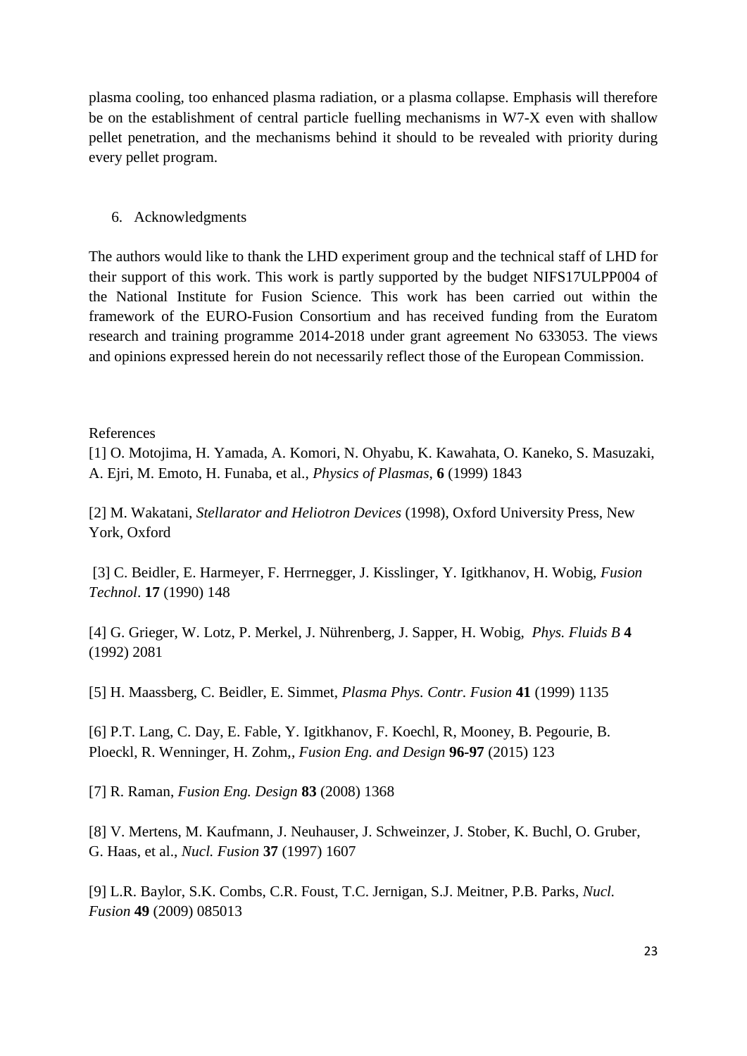plasma cooling, too enhanced plasma radiation, or a plasma collapse. Emphasis will therefore be on the establishment of central particle fuelling mechanisms in W7-X even with shallow pellet penetration, and the mechanisms behind it should to be revealed with priority during every pellet program.

## 6. Acknowledgments

The authors would like to thank the LHD experiment group and the technical staff of LHD for their support of this work. This work is partly supported by the budget NIFS17ULPP004 of the National Institute for Fusion Science. This work has been carried out within the framework of the EURO-Fusion Consortium and has received funding from the Euratom research and training programme 2014-2018 under grant agreement No 633053. The views and opinions expressed herein do not necessarily reflect those of the European Commission.

References

[1] O. Motojima, H. Yamada, A. Komori, N. Ohyabu, K. Kawahata, O. Kaneko, S. Masuzaki, A. Ejri, M. Emoto, H. Funaba, et al., *Physics of Plasmas*, **6** (1999) 1843

[2] M. Wakatani, *Stellarator and Heliotron Devices* (1998), Oxford University Press, New York, Oxford

[3] C. Beidler, E. Harmeyer, F. Herrnegger, J. Kisslinger, Y. Igitkhanov, H. Wobig, *Fusion Technol*. **17** (1990) 148

[4] G. Grieger, W. Lotz, P. Merkel, J. Nührenberg, J. Sapper, H. Wobig, *Phys. Fluids B* **4** (1992) 2081

[5] H. Maassberg, C. Beidler, E. Simmet, *Plasma Phys. Contr. Fusion* **41** (1999) 1135

[6] P.T. Lang, C. Day, E. Fable, Y. Igitkhanov, F. Koechl, R, Mooney, B. Pegourie, B. Ploeckl, R. Wenninger, H. Zohm,, *Fusion Eng. and Design* **96-97** (2015) 123

[7] R. Raman, *Fusion Eng. Design* **83** (2008) 1368

[8] V. Mertens, M. Kaufmann, J. Neuhauser, J. Schweinzer, J. Stober, K. Buchl, O. Gruber, G. Haas, et al., *Nucl. Fusion* **37** (1997) 1607

[9] L.R. Baylor, S.K. Combs, C.R. Foust, T.C. Jernigan, S.J. Meitner, P.B. Parks, *Nucl. Fusion* **49** (2009) 085013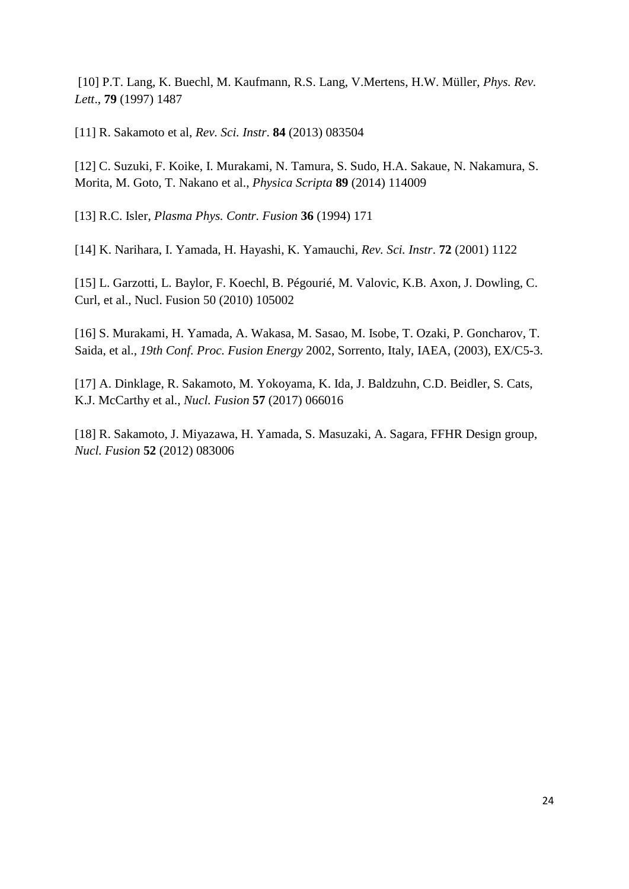[10] P.T. Lang, K. Buechl, M. Kaufmann, R.S. Lang, V.Mertens, H.W. Müller, *Phys. Rev. Lett*., **79** (1997) 1487

[11] R. Sakamoto et al, *Rev. Sci. Instr*. **84** (2013) 083504

[12] C. Suzuki, F. Koike, I. Murakami, N. Tamura, S. Sudo, H.A. Sakaue, N. Nakamura, S. Morita, M. Goto, T. Nakano et al., *Physica Scripta* **89** (2014) 114009

[13] R.C. Isler, *Plasma Phys. Contr. Fusion* **36** (1994) 171

[14] K. Narihara, I. Yamada, H. Hayashi, K. Yamauchi, *Rev. Sci. Instr*. **72** (2001) 1122

[15] L. Garzotti, L. Baylor, F. Koechl, B. Pégourié, M. Valovic, K.B. Axon, J. Dowling, C. Curl, et al., Nucl. Fusion 50 (2010) 105002

[16] S. Murakami, H. Yamada, A. Wakasa, M. Sasao, M. Isobe, T. Ozaki, P. Goncharov, T. Saida, et al., *19th Conf. Proc. Fusion Energy* 2002, Sorrento, Italy, IAEA, (2003), EX/C5-3.

[17] A. Dinklage, R. Sakamoto, M. Yokoyama, K. Ida, J. Baldzuhn, C.D. Beidler, S. Cats, K.J. McCarthy et al., *Nucl. Fusion* **57** (2017) 066016

[18] R. Sakamoto, J. Miyazawa, H. Yamada, S. Masuzaki, A. Sagara, FFHR Design group, *Nucl. Fusion* **52** (2012) 083006